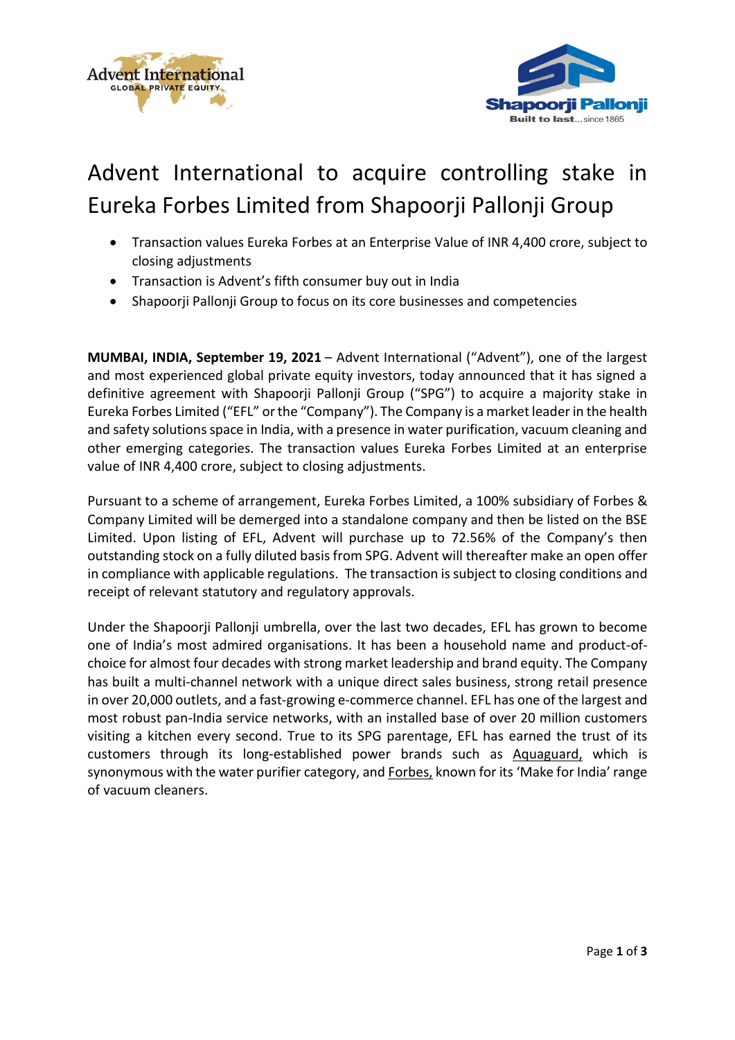# Advent International to acquire controlling stake in Eureka Forbes Limited from Shapoorji Pallonji Group

- Transaction values Eureka Forbes at an Enterprise Value of INR 4,400 crore, subject to closing adjustments
- Transaction is Advent's fifth consumer buy out in India
- Shapoorji Pallonji Group to focus on its core businesses and competencies

**MUMBAI, INDIA, September 19, 2021** – Advent International ("Advent"), one of the largest and most experienced global private equity investors, today announced that it has signed a definitive agreement with Shapoorji Pallonji Group ("SPG") to acquire a majority stake in Eureka Forbes Limited ("EFL" or the "Company"). The Company is a market leader in the health and safety solutions space in India, with a presence in water purification, vacuum cleaning and other emerging categories. The transaction values Eureka Forbes Limited at an enterprise value of INR 4,400 crore, subject to closing adjustments.

Pursuant to a scheme of arrangement, Eureka Forbes Limited, a 100% subsidiary of Forbes & Company Limited will be demerged into a standalone company and then be listed on the BSE Limited. Upon listing of EFL, Advent will purchase up to 72.56% of the Company's then outstanding stock on a fully diluted basis from SPG. Advent will thereafter make an open offer in compliance with applicable regulations. The transaction is subject to closing conditions and receipt of relevant statutory and regulatory approvals.

Under the Shapoorji Pallonji umbrella, over the last two decades, EFL has grown to become one of India's most admired organisations. It has been a household name and product-of-choice for almost four decades with strong market leadership and brand equity. The Company has built a multi-channel network with a unique direct sales business, strong retail presence in over 20,000 outlets, and a fast-growing e-commerce channel. EFL has one of the largest and most robust pan-India service networks, with an installed base of over 20 million customers visiting a kitchen every second. True to its SPG parentage, EFL has earned the trust of its customers through its long-established power brands such as Aquaguard, which is synonymous with the water purifier category, and Forbes, known for its 'Make for India' range of vacuum cleaners.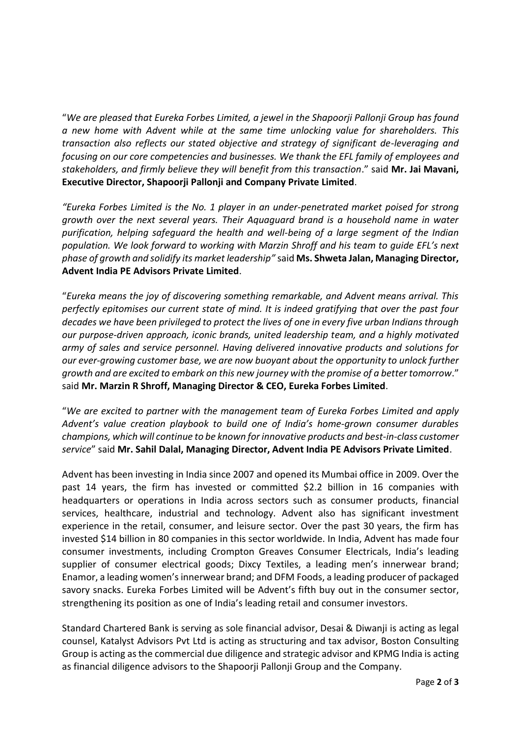"*We are pleased that Eureka Forbes Limited, a jewel in the Shapoorji Pallonji Group has found a new home with Advent while at the same time unlocking value for shareholders. This transaction also reflects our stated objective and strategy of significant de-leveraging and focusing on our core competencies and businesses. We thank the EFL family of employees and stakeholders, and firmly believe they will benefit from this transaction*." said **Mr. Jai Mavani, Executive Director, Shapoorji Pallonji and Company Private Limited**.

*"Eureka Forbes Limited is the No. 1 player in an under-penetrated market poised for strong growth over the next several years. Their Aquaguard brand is a household name in water purification, helping safeguard the health and well-being of a large segment of the Indian population. We look forward to working with Marzin Shroff and his team to guide EFL's next phase of growth and solidify its market leadership"* said **Ms. Shweta Jalan, Managing Director, Advent India PE Advisors Private Limited**.

"*Eureka means the joy of discovering something remarkable, and Advent means arrival. This perfectly epitomises our current state of mind. It is indeed gratifying that over the past four decades we have been privileged to protect the lives of one in every five urban Indians through our purpose-driven approach, iconic brands, united leadership team, and a highly motivated army of sales and service personnel. Having delivered innovative products and solutions for our ever-growing customer base, we are now buoyant about the opportunity to unlock further growth and are excited to embark on this new journey with the promise of a better tomorrow*." said **Mr. Marzin R Shroff, Managing Director & CEO, Eureka Forbes Limited**.

"*We are excited to partner with the management team of Eureka Forbes Limited and apply Advent's value creation playbook to build one of India's home-grown consumer durables champions, which will continue to be known for innovative products and best-in-class customer service*" said **Mr. Sahil Dalal, Managing Director, Advent India PE Advisors Private Limited**.

Advent has been investing in India since 2007 and opened its Mumbai office in 2009. Over the past 14 years, the firm has invested or committed $2.2 billion in 16 companies with headquarters or operations in India across sectors such as consumer products, financial services, healthcare, industrial and technology. Advent also has significant investment experience in the retail, consumer, and leisure sector. Over the past 30 years, the firm has invested $14 billion in 80 companies in this sector worldwide. In India, Advent has made four consumer investments, including Crompton Greaves Consumer Electricals, India's leading supplier of consumer electrical goods; Dixcy Textiles, a leading men's innerwear brand; Enamor, a leading women's innerwear brand; and DFM Foods, a leading producer of packaged savory snacks. Eureka Forbes Limited will be Advent's fifth buy out in the consumer sector, strengthening its position as one of India's leading retail and consumer investors.

Standard Chartered Bank is serving as sole financial advisor, Desai & Diwanji is acting as legal counsel, Katalyst Advisors Pvt Ltd is acting as structuring and tax advisor, Boston Consulting Group is acting as the commercial due diligence and strategic advisor and KPMG India is acting as financial diligence advisors to the Shapoorji Pallonji Group and the Company.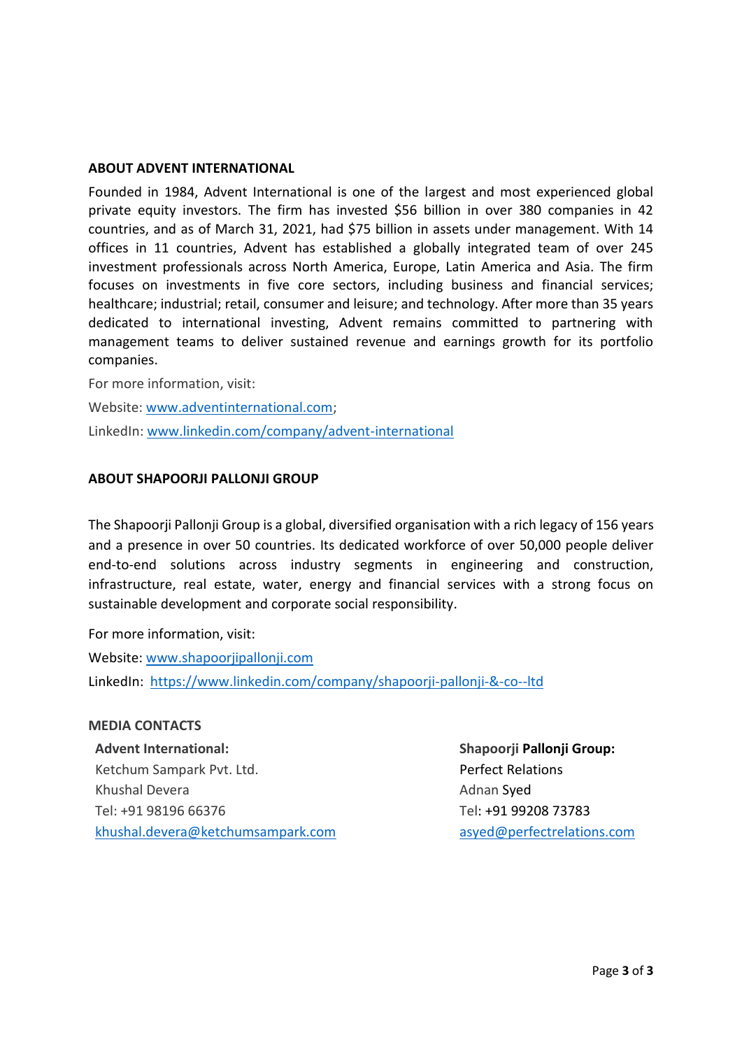## ABOUT ADVENT INTERNATIONAL

Founded in 1984, Advent International is one of the largest and most experienced global private equity investors. The firm has invested $56 billion in over 380 companies in 42 countries, and as of March 31, 2021, had $75 billion in assets under management. With 14 offices in 11 countries, Advent has established a globally integrated team of over 245 investment professionals across North America, Europe, Latin America and Asia. The firm focuses on investments in five core sectors, including business and financial services; healthcare; industrial; retail, consumer and leisure; and technology. After more than 35 years dedicated to international investing, Advent remains committed to partnering with management teams to deliver sustained revenue and earnings growth for its portfolio companies.

For more information, visit:

Website: www.adventinternational.com;

LinkedIn: www.linkedin.com/company/advent-international

## ABOUT SHAPOORJI PALLONJI GROUP

The Shapoorji Pallonji Group is a global, diversified organisation with a rich legacy of 156 years and a presence in over 50 countries. Its dedicated workforce of over 50,000 people deliver end-to-end solutions across industry segments in engineering and construction, infrastructure, real estate, water, energy and financial services with a strong focus on sustainable development and corporate social responsibility.

For more information, visit:

Website: www.shapoorjipallonji.com

LinkedIn: https://www.linkedin.com/company/shapoorji-pallonji-&-co--ltd

## MEDIA CONTACTS

**Advent International:**
Ketchum Sampark Pvt. Ltd.
Khushal Devera
Tel: +91 98196 66376
khushal.devera@ketchumsampark.com

**Shapoorji Pallonji Group:**
Perfect Relations
Adnan Syed
Tel: +91 99208 73783
asyed@perfectrelations.com